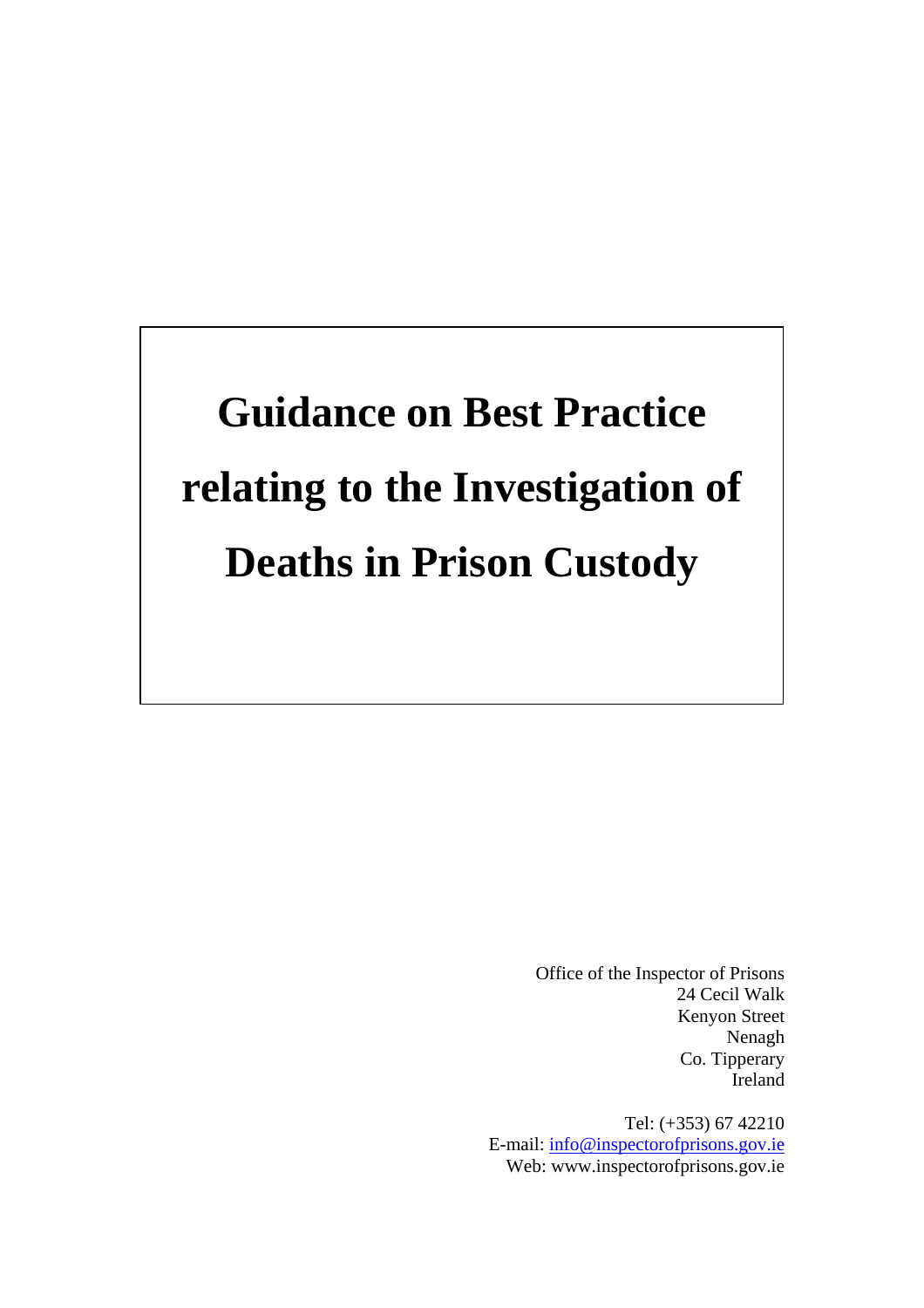# Guidance on Best Practice relating to the Investigation of Deaths in Prison Custody

Office of the Inspector of Prisons
24 Cecil Walk
Kenyon Street
Nenagh
Co. Tipperary
Ireland

Tel: (+353) 67 42210
E-mail: info@inspectorofprisons.gov.ie
Web: www.inspectorofprisons.gov.ie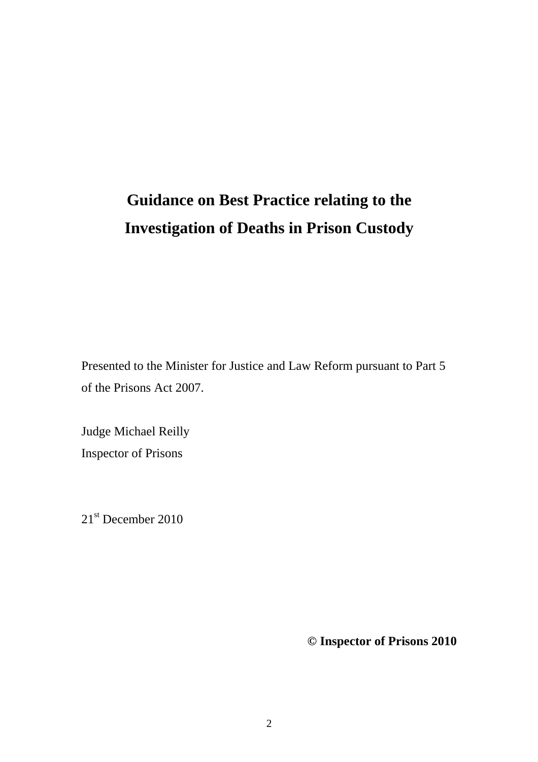# Guidance on Best Practice relating to the Investigation of Deaths in Prison Custody

Presented to the Minister for Justice and Law Reform pursuant to Part 5 of the Prisons Act 2007.

Judge Michael Reilly
Inspector of Prisons

21st December 2010

**© Inspector of Prisons 2010**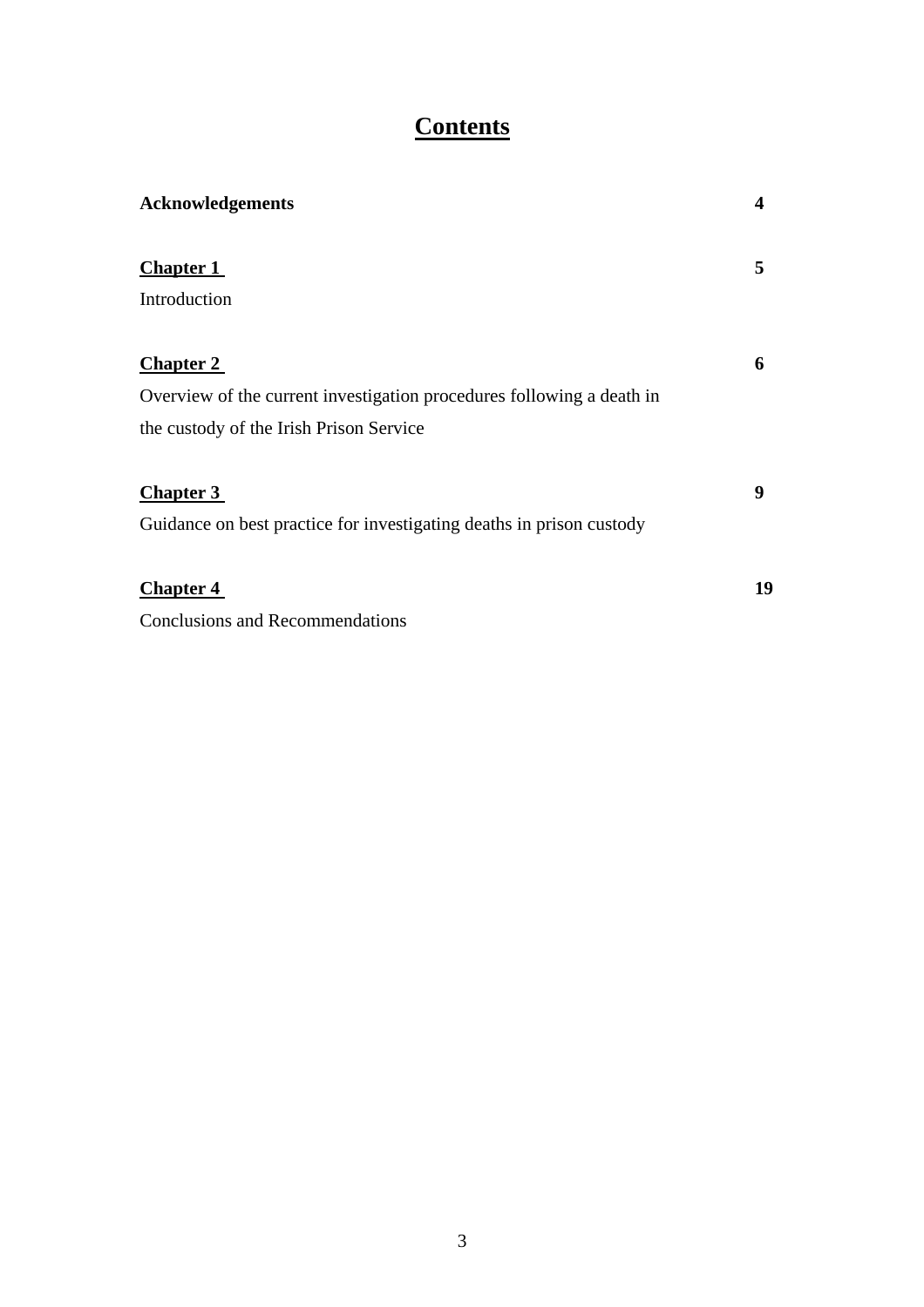# Contents

| | |
|---|---|
| **Acknowledgements** | **4** |
| **Chapter 1**<br>Introduction | **5** |
| **Chapter 2**<br>Overview of the current investigation procedures following a death in the custody of the Irish Prison Service | **6** |
| **Chapter 3**<br>Guidance on best practice for investigating deaths in prison custody | **9** |
| **Chapter 4**<br>Conclusions and Recommendations | **19** |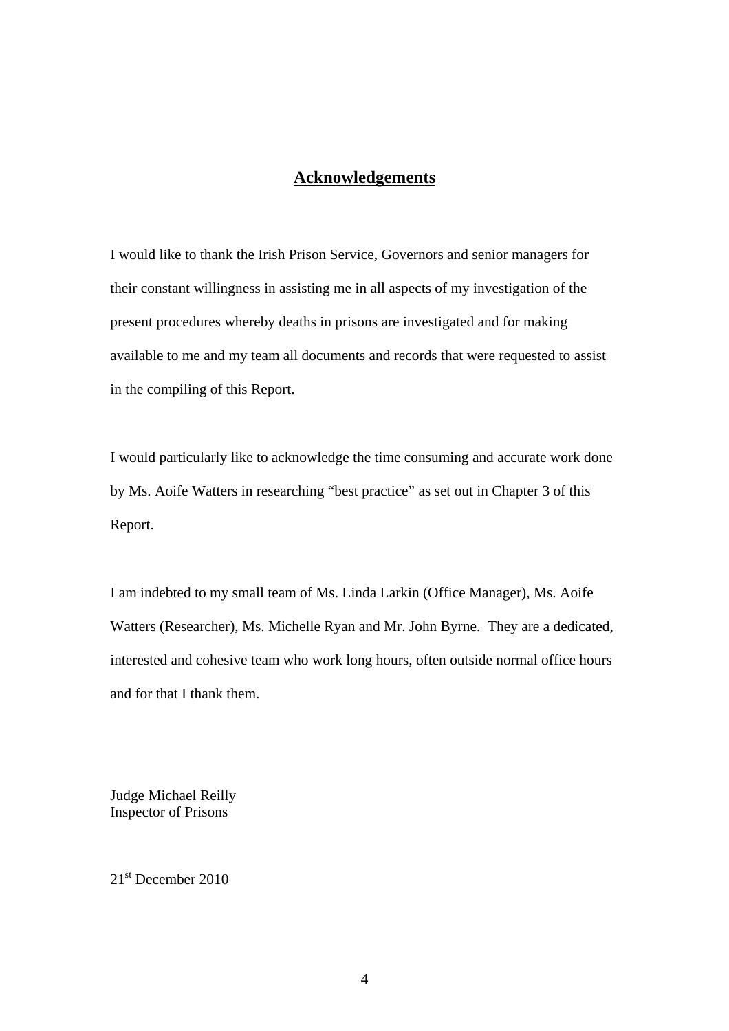## Acknowledgements

I would like to thank the Irish Prison Service, Governors and senior managers for their constant willingness in assisting me in all aspects of my investigation of the present procedures whereby deaths in prisons are investigated and for making available to me and my team all documents and records that were requested to assist in the compiling of this Report.

I would particularly like to acknowledge the time consuming and accurate work done by Ms. Aoife Watters in researching "best practice" as set out in Chapter 3 of this Report.

I am indebted to my small team of Ms. Linda Larkin (Office Manager), Ms. Aoife Watters (Researcher), Ms. Michelle Ryan and Mr. John Byrne. They are a dedicated, interested and cohesive team who work long hours, often outside normal office hours and for that I thank them.

Judge Michael Reilly
Inspector of Prisons

21st December 2010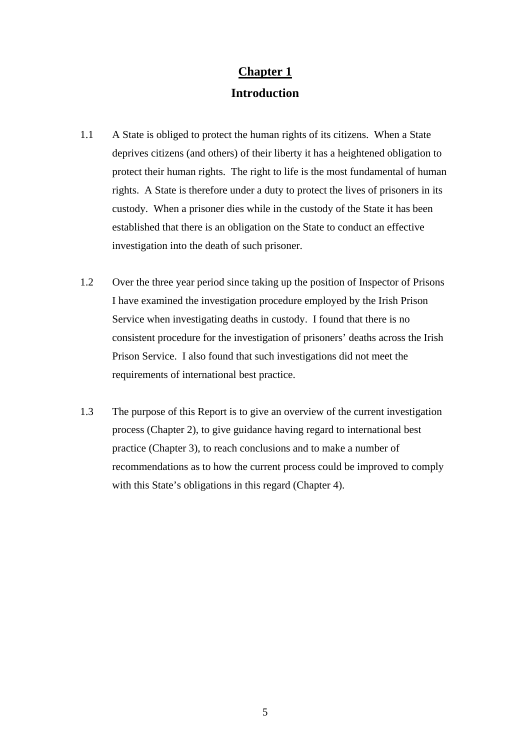# Chapter 1

## Introduction

1.1 A State is obliged to protect the human rights of its citizens. When a State deprives citizens (and others) of their liberty it has a heightened obligation to protect their human rights. The right to life is the most fundamental of human rights. A State is therefore under a duty to protect the lives of prisoners in its custody. When a prisoner dies while in the custody of the State it has been established that there is an obligation on the State to conduct an effective investigation into the death of such prisoner.

1.2 Over the three year period since taking up the position of Inspector of Prisons I have examined the investigation procedure employed by the Irish Prison Service when investigating deaths in custody. I found that there is no consistent procedure for the investigation of prisoners' deaths across the Irish Prison Service. I also found that such investigations did not meet the requirements of international best practice.

1.3 The purpose of this Report is to give an overview of the current investigation process (Chapter 2), to give guidance having regard to international best practice (Chapter 3), to reach conclusions and to make a number of recommendations as to how the current process could be improved to comply with this State's obligations in this regard (Chapter 4).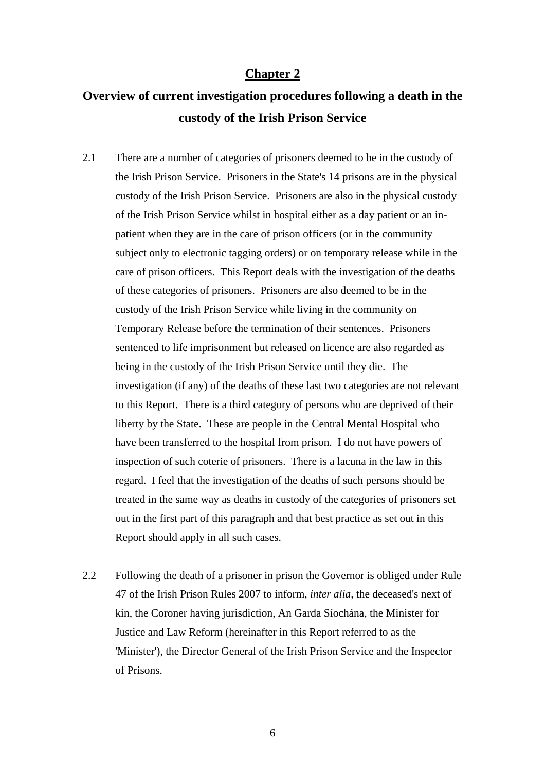# Chapter 2

## Overview of current investigation procedures following a death in the custody of the Irish Prison Service

2.1 There are a number of categories of prisoners deemed to be in the custody of the Irish Prison Service. Prisoners in the State's 14 prisons are in the physical custody of the Irish Prison Service. Prisoners are also in the physical custody of the Irish Prison Service whilst in hospital either as a day patient or an in-patient when they are in the care of prison officers (or in the community subject only to electronic tagging orders) or on temporary release while in the care of prison officers. This Report deals with the investigation of the deaths of these categories of prisoners. Prisoners are also deemed to be in the custody of the Irish Prison Service while living in the community on Temporary Release before the termination of their sentences. Prisoners sentenced to life imprisonment but released on licence are also regarded as being in the custody of the Irish Prison Service until they die. The investigation (if any) of the deaths of these last two categories are not relevant to this Report. There is a third category of persons who are deprived of their liberty by the State. These are people in the Central Mental Hospital who have been transferred to the hospital from prison. I do not have powers of inspection of such coterie of prisoners. There is a lacuna in the law in this regard. I feel that the investigation of the deaths of such persons should be treated in the same way as deaths in custody of the categories of prisoners set out in the first part of this paragraph and that best practice as set out in this Report should apply in all such cases.

2.2 Following the death of a prisoner in prison the Governor is obliged under Rule 47 of the Irish Prison Rules 2007 to inform, *inter alia*, the deceased's next of kin, the Coroner having jurisdiction, An Garda Síochána, the Minister for Justice and Law Reform (hereinafter in this Report referred to as the 'Minister'), the Director General of the Irish Prison Service and the Inspector of Prisons.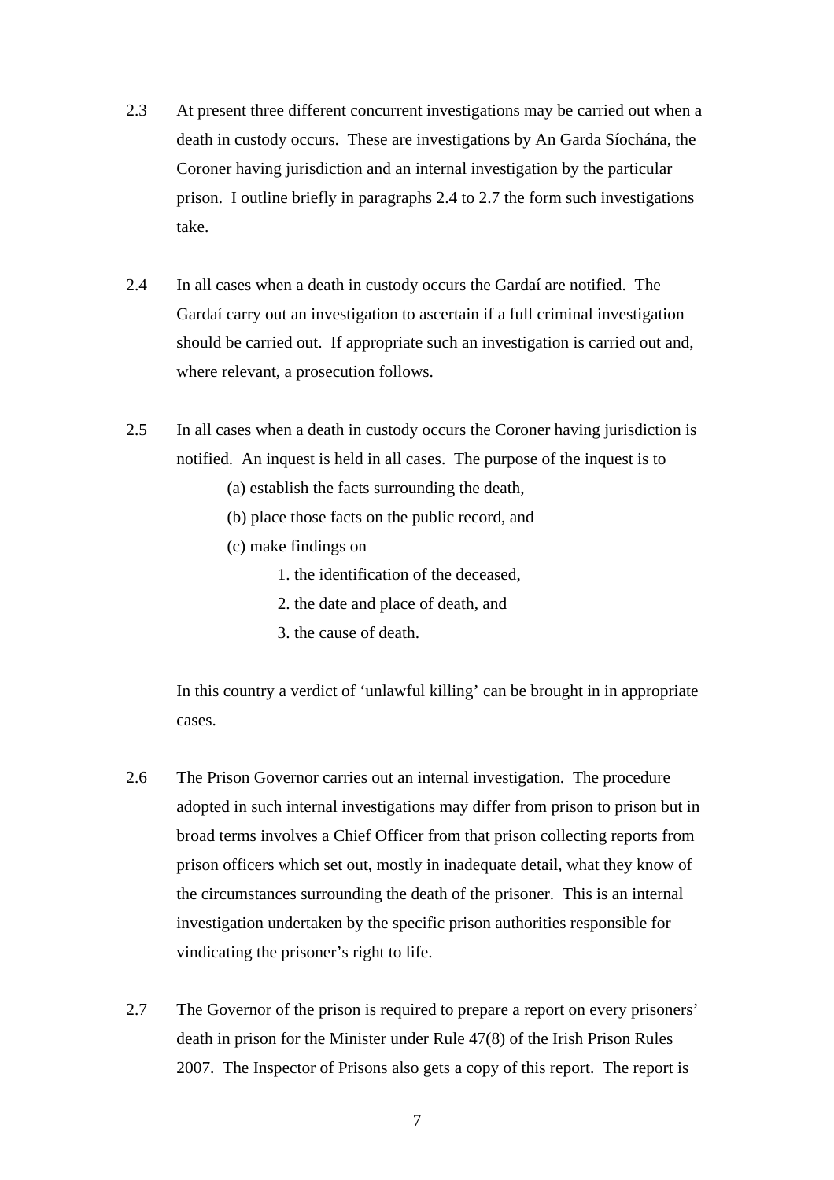2.3 At present three different concurrent investigations may be carried out when a death in custody occurs. These are investigations by An Garda Síochána, the Coroner having jurisdiction and an internal investigation by the particular prison. I outline briefly in paragraphs 2.4 to 2.7 the form such investigations take.

2.4 In all cases when a death in custody occurs the Gardaí are notified. The Gardaí carry out an investigation to ascertain if a full criminal investigation should be carried out. If appropriate such an investigation is carried out and, where relevant, a prosecution follows.

2.5 In all cases when a death in custody occurs the Coroner having jurisdiction is notified. An inquest is held in all cases. The purpose of the inquest is to

- (a) establish the facts surrounding the death,
- (b) place those facts on the public record, and
- (c) make findings on
    1. the identification of the deceased,
    2. the date and place of death, and
    3. the cause of death.

In this country a verdict of 'unlawful killing' can be brought in in appropriate cases.

2.6 The Prison Governor carries out an internal investigation. The procedure adopted in such internal investigations may differ from prison to prison but in broad terms involves a Chief Officer from that prison collecting reports from prison officers which set out, mostly in inadequate detail, what they know of the circumstances surrounding the death of the prisoner. This is an internal investigation undertaken by the specific prison authorities responsible for vindicating the prisoner's right to life.

2.7 The Governor of the prison is required to prepare a report on every prisoners' death in prison for the Minister under Rule 47(8) of the Irish Prison Rules 2007. The Inspector of Prisons also gets a copy of this report. The report is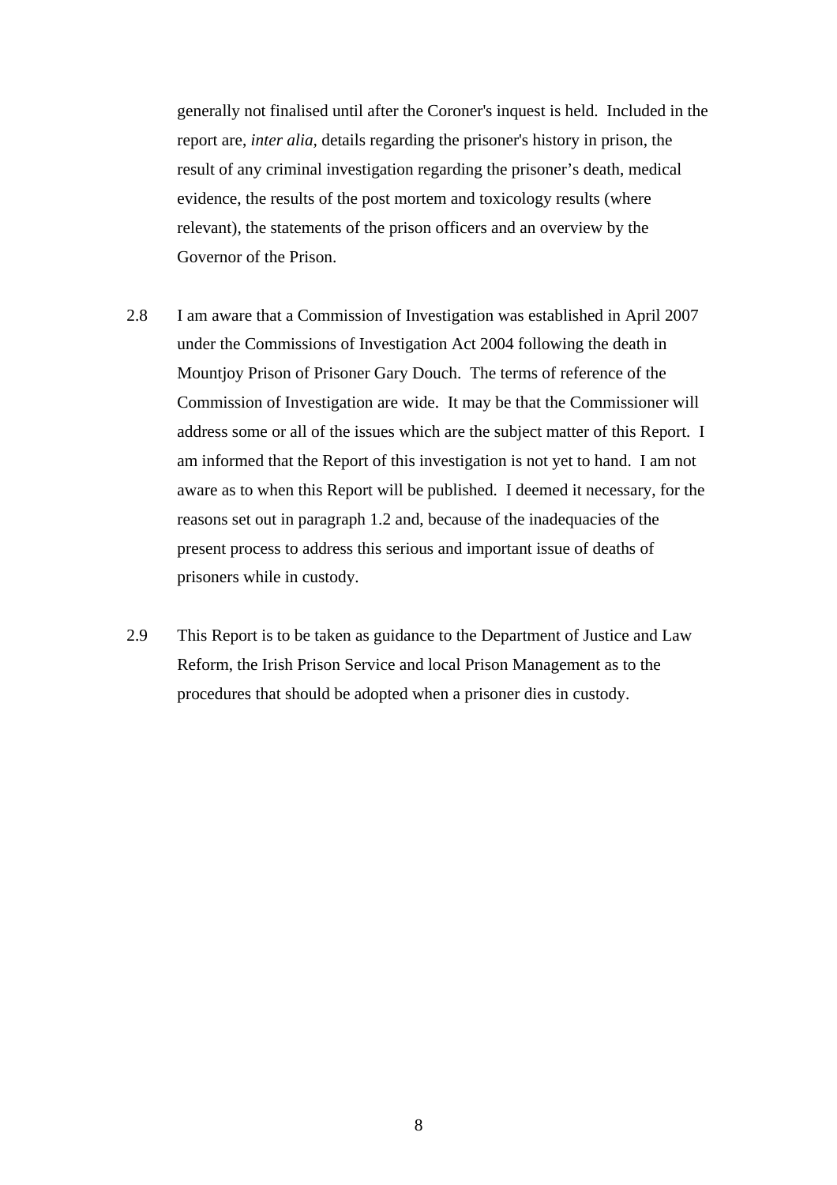generally not finalised until after the Coroner's inquest is held. Included in the report are, *inter alia,* details regarding the prisoner's history in prison, the result of any criminal investigation regarding the prisoner's death, medical evidence, the results of the post mortem and toxicology results (where relevant), the statements of the prison officers and an overview by the Governor of the Prison.

2.8 I am aware that a Commission of Investigation was established in April 2007 under the Commissions of Investigation Act 2004 following the death in Mountjoy Prison of Prisoner Gary Douch. The terms of reference of the Commission of Investigation are wide. It may be that the Commissioner will address some or all of the issues which are the subject matter of this Report. I am informed that the Report of this investigation is not yet to hand. I am not aware as to when this Report will be published. I deemed it necessary, for the reasons set out in paragraph 1.2 and, because of the inadequacies of the present process to address this serious and important issue of deaths of prisoners while in custody.

2.9 This Report is to be taken as guidance to the Department of Justice and Law Reform, the Irish Prison Service and local Prison Management as to the procedures that should be adopted when a prisoner dies in custody.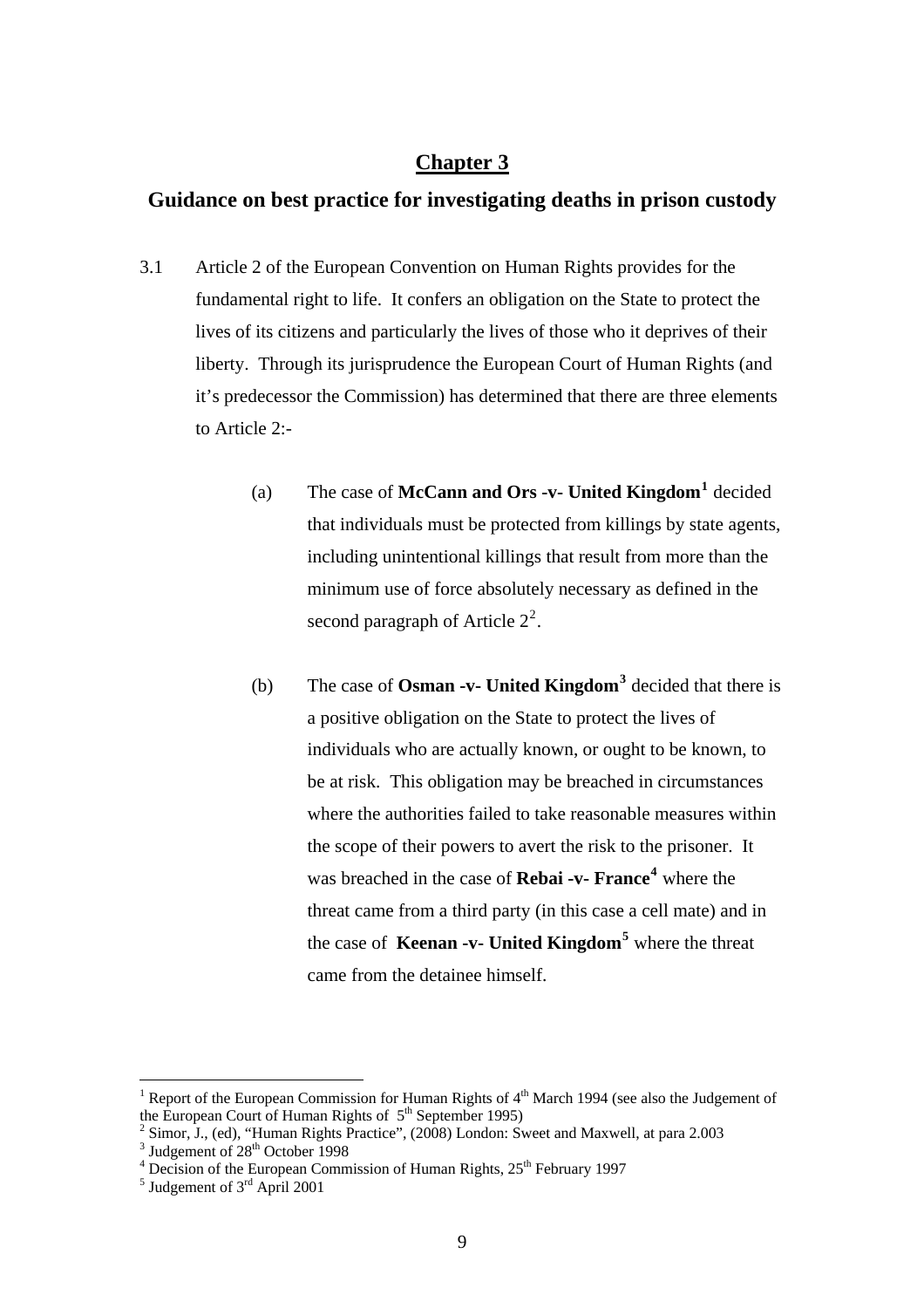# Chapter 3

## Guidance on best practice for investigating deaths in prison custody

3.1 Article 2 of the European Convention on Human Rights provides for the fundamental right to life. It confers an obligation on the State to protect the lives of its citizens and particularly the lives of those who it deprives of their liberty. Through its jurisprudence the European Court of Human Rights (and it's predecessor the Commission) has determined that there are three elements to Article 2:-

(a) The case of **McCann and Ors -v- United Kingdom**[1] decided that individuals must be protected from killings by state agents, including unintentional killings that result from more than the minimum use of force absolutely necessary as defined in the second paragraph of Article 2[2].

(b) The case of **Osman -v- United Kingdom**[3] decided that there is a positive obligation on the State to protect the lives of individuals who are actually known, or ought to be known, to be at risk. This obligation may be breached in circumstances where the authorities failed to take reasonable measures within the scope of their powers to avert the risk to the prisoner. It was breached in the case of **Rebai -v- France**[4] where the threat came from a third party (in this case a cell mate) and in the case of **Keenan -v- United Kingdom**[5] where the threat came from the detainee himself.

---

[1] Report of the European Commission for Human Rights of 4th March 1994 (see also the Judgement of the European Court of Human Rights of 5th September 1995)

[2] Simor, J., (ed), "Human Rights Practice", (2008) London: Sweet and Maxwell, at para 2.003

[3] Judgement of 28th October 1998

[4] Decision of the European Commission of Human Rights, 25th February 1997

[5] Judgement of 3rd April 2001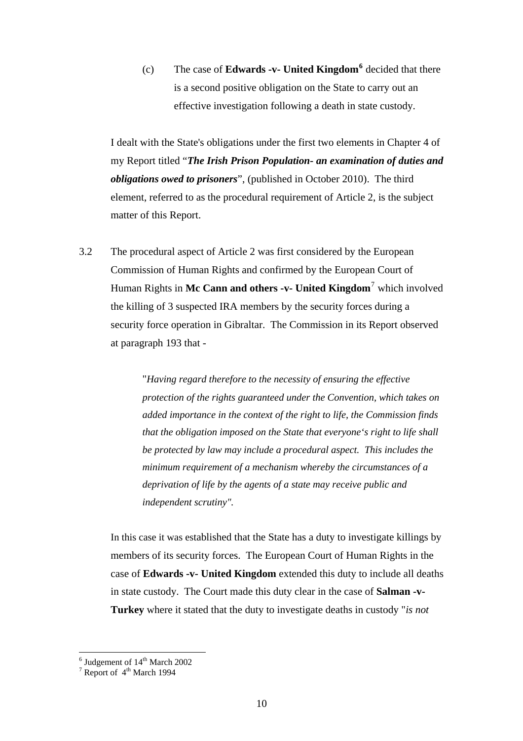(c) The case of **Edwards -v- United Kingdom**[6] decided that there is a second positive obligation on the State to carry out an effective investigation following a death in state custody.

I dealt with the State's obligations under the first two elements in Chapter 4 of my Report titled "***The Irish Prison Population- an examination of duties and obligations owed to prisoners***", (published in October 2010). The third element, referred to as the procedural requirement of Article 2, is the subject matter of this Report.

3.2 The procedural aspect of Article 2 was first considered by the European Commission of Human Rights and confirmed by the European Court of Human Rights in **Mc Cann and others -v- United Kingdom**[7] which involved the killing of 3 suspected IRA members by the security forces during a security force operation in Gibraltar. The Commission in its Report observed at paragraph 193 that -

> "*Having regard therefore to the necessity of ensuring the effective protection of the rights guaranteed under the Convention, which takes on added importance in the context of the right to life, the Commission finds that the obligation imposed on the State that everyone's right to life shall be protected by law may include a procedural aspect. This includes the minimum requirement of a mechanism whereby the circumstances of a deprivation of life by the agents of a state may receive public and independent scrutiny".*

In this case it was established that the State has a duty to investigate killings by members of its security forces. The European Court of Human Rights in the case of **Edwards -v- United Kingdom** extended this duty to include all deaths in state custody. The Court made this duty clear in the case of **Salman -v- Turkey** where it stated that the duty to investigate deaths in custody "*is not*

---

[6] Judgement of 14th March 2002

[7] Report of 4th March 1994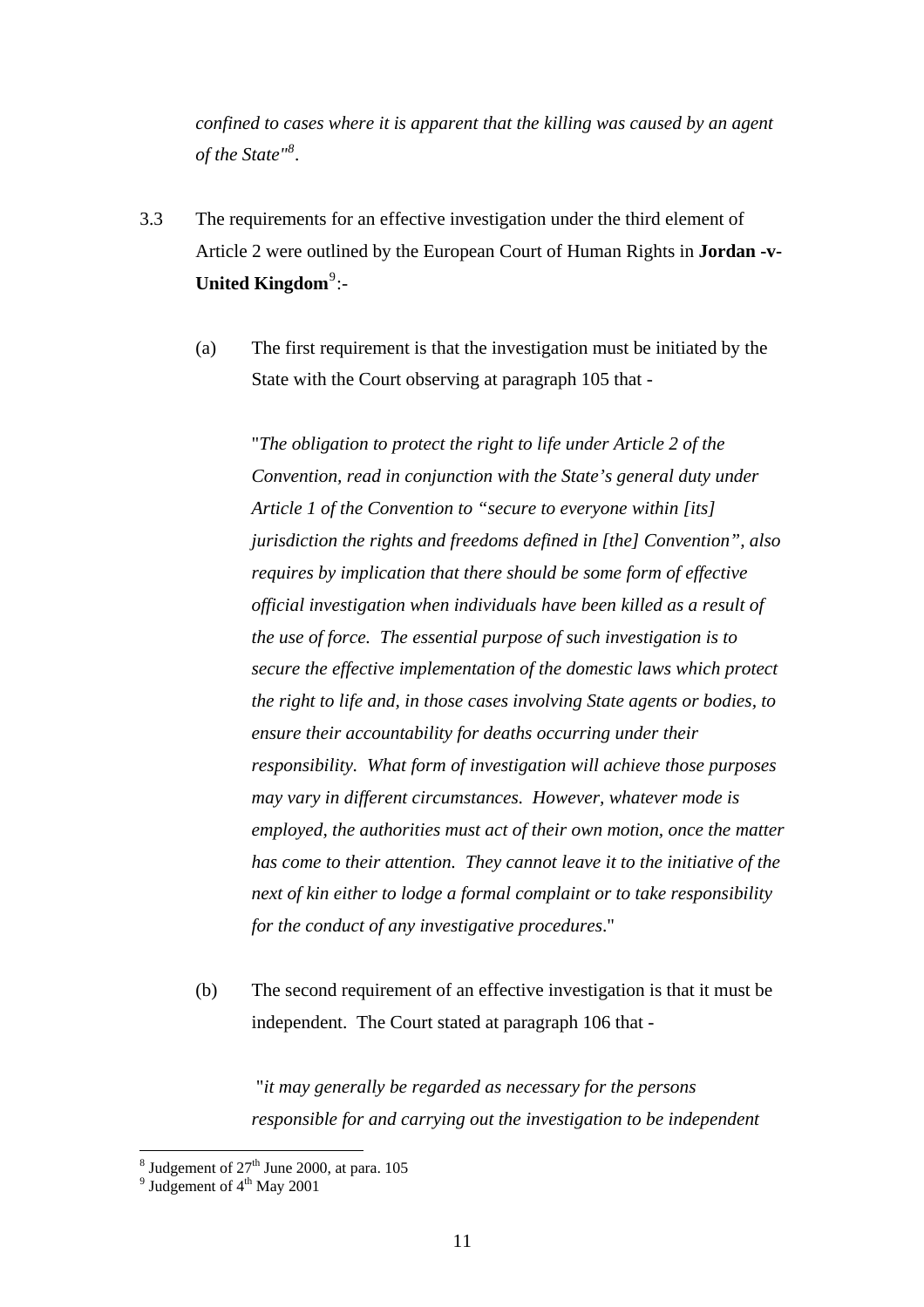*confined to cases where it is apparent that the killing was caused by an agent of the State"*[8].

3.3 The requirements for an effective investigation under the third element of Article 2 were outlined by the European Court of Human Rights in **Jordan -v- United Kingdom**[9]:-

(a) The first requirement is that the investigation must be initiated by the State with the Court observing at paragraph 105 that -

"*The obligation to protect the right to life under Article 2 of the Convention, read in conjunction with the State's general duty under Article 1 of the Convention to "secure to everyone within [its] jurisdiction the rights and freedoms defined in [the] Convention", also requires by implication that there should be some form of effective official investigation when individuals have been killed as a result of the use of force. The essential purpose of such investigation is to secure the effective implementation of the domestic laws which protect the right to life and, in those cases involving State agents or bodies, to ensure their accountability for deaths occurring under their responsibility. What form of investigation will achieve those purposes may vary in different circumstances. However, whatever mode is employed, the authorities must act of their own motion, once the matter has come to their attention. They cannot leave it to the initiative of the next of kin either to lodge a formal complaint or to take responsibility for the conduct of any investigative procedures*."

(b) The second requirement of an effective investigation is that it must be independent. The Court stated at paragraph 106 that -

"*it may generally be regarded as necessary for the persons responsible for and carrying out the investigation to be independent*

---

[8] Judgement of 27th June 2000, at para. 105

[9] Judgement of 4th May 2001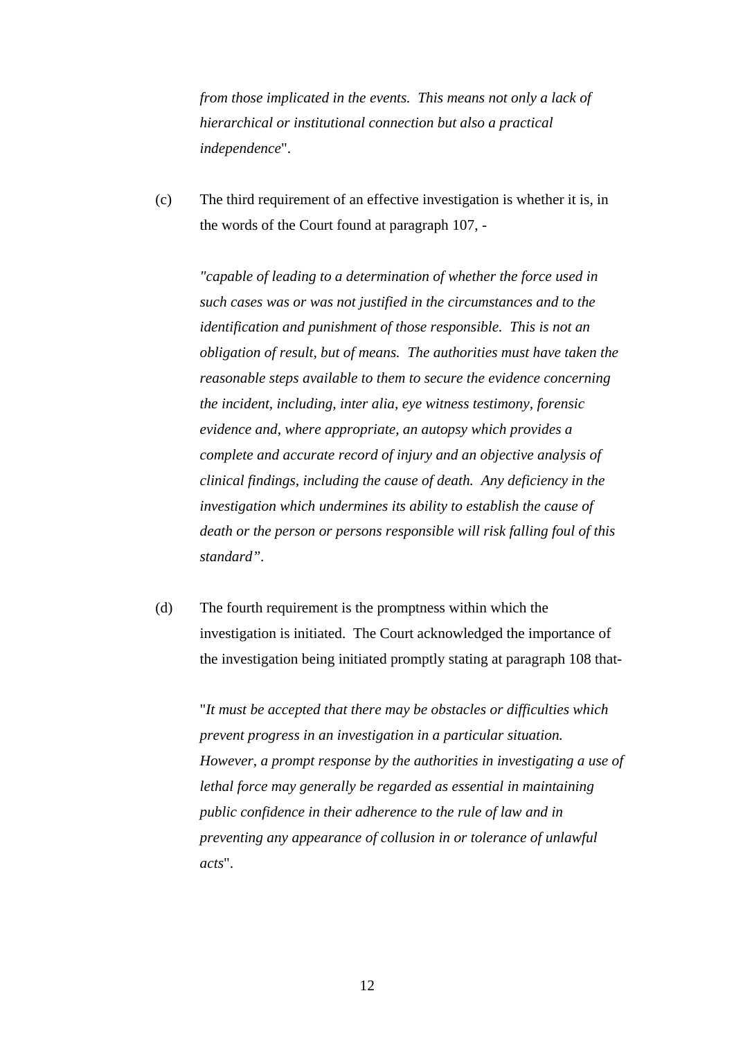*from those implicated in the events. This means not only a lack of hierarchical or institutional connection but also a practical independence*".

(c) The third requirement of an effective investigation is whether it is, in the words of the Court found at paragraph 107, -

*"capable of leading to a determination of whether the force used in such cases was or was not justified in the circumstances and to the identification and punishment of those responsible. This is not an obligation of result, but of means. The authorities must have taken the reasonable steps available to them to secure the evidence concerning the incident, including, inter alia, eye witness testimony, forensic evidence and, where appropriate, an autopsy which provides a complete and accurate record of injury and an objective analysis of clinical findings, including the cause of death. Any deficiency in the investigation which undermines its ability to establish the cause of death or the person or persons responsible will risk falling foul of this standard".*

(d) The fourth requirement is the promptness within which the investigation is initiated. The Court acknowledged the importance of the investigation being initiated promptly stating at paragraph 108 that-

"*It must be accepted that there may be obstacles or difficulties which prevent progress in an investigation in a particular situation. However, a prompt response by the authorities in investigating a use of lethal force may generally be regarded as essential in maintaining public confidence in their adherence to the rule of law and in preventing any appearance of collusion in or tolerance of unlawful acts*".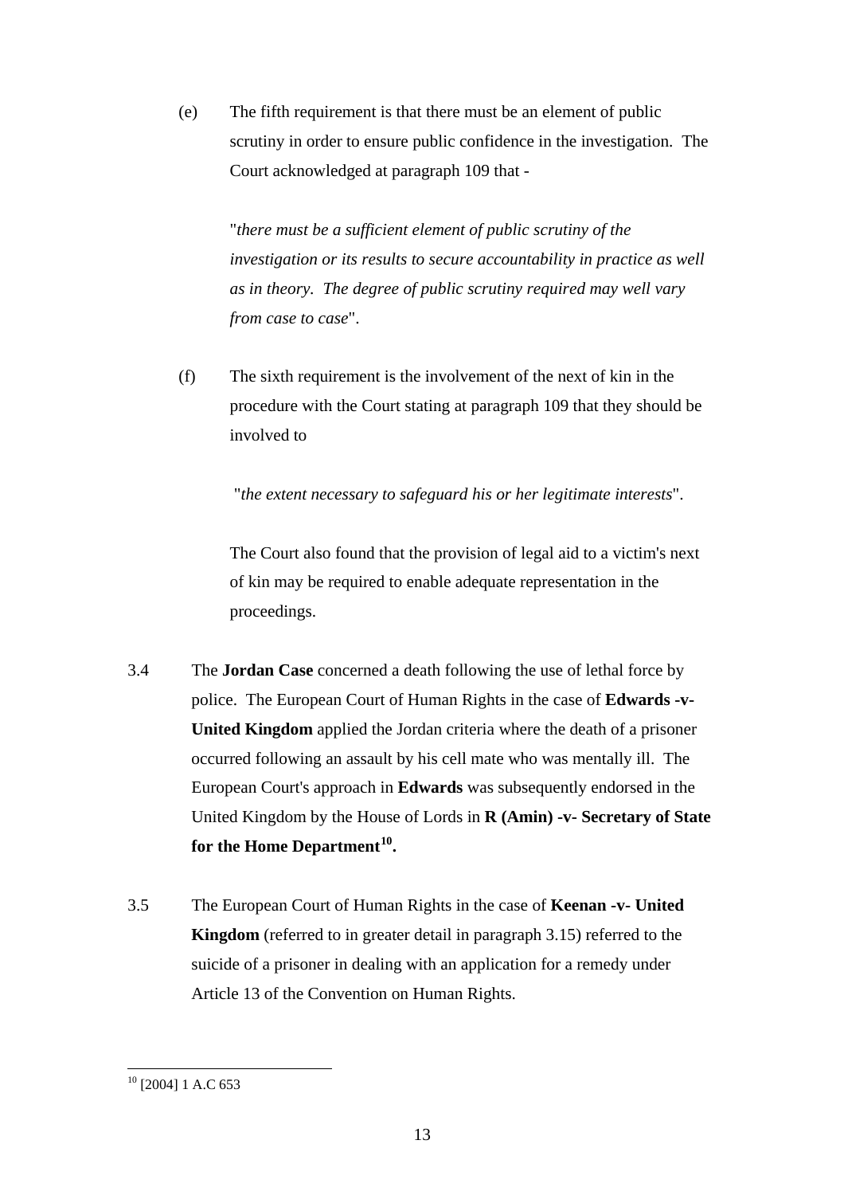(e) The fifth requirement is that there must be an element of public scrutiny in order to ensure public confidence in the investigation. The Court acknowledged at paragraph 109 that -

> "*there must be a sufficient element of public scrutiny of the investigation or its results to secure accountability in practice as well as in theory. The degree of public scrutiny required may well vary from case to case*".

(f) The sixth requirement is the involvement of the next of kin in the procedure with the Court stating at paragraph 109 that they should be involved to

> "*the extent necessary to safeguard his or her legitimate interests*".

The Court also found that the provision of legal aid to a victim's next of kin may be required to enable adequate representation in the proceedings.

3.4 The **Jordan Case** concerned a death following the use of lethal force by police. The European Court of Human Rights in the case of **Edwards -v- United Kingdom** applied the Jordan criteria where the death of a prisoner occurred following an assault by his cell mate who was mentally ill. The European Court's approach in **Edwards** was subsequently endorsed in the United Kingdom by the House of Lords in **R (Amin) -v- Secretary of State for the Home Department**[10]**.**

3.5 The European Court of Human Rights in the case of **Keenan -v- United Kingdom** (referred to in greater detail in paragraph 3.15) referred to the suicide of a prisoner in dealing with an application for a remedy under Article 13 of the Convention on Human Rights.

---

[10] [2004] 1 A.C 653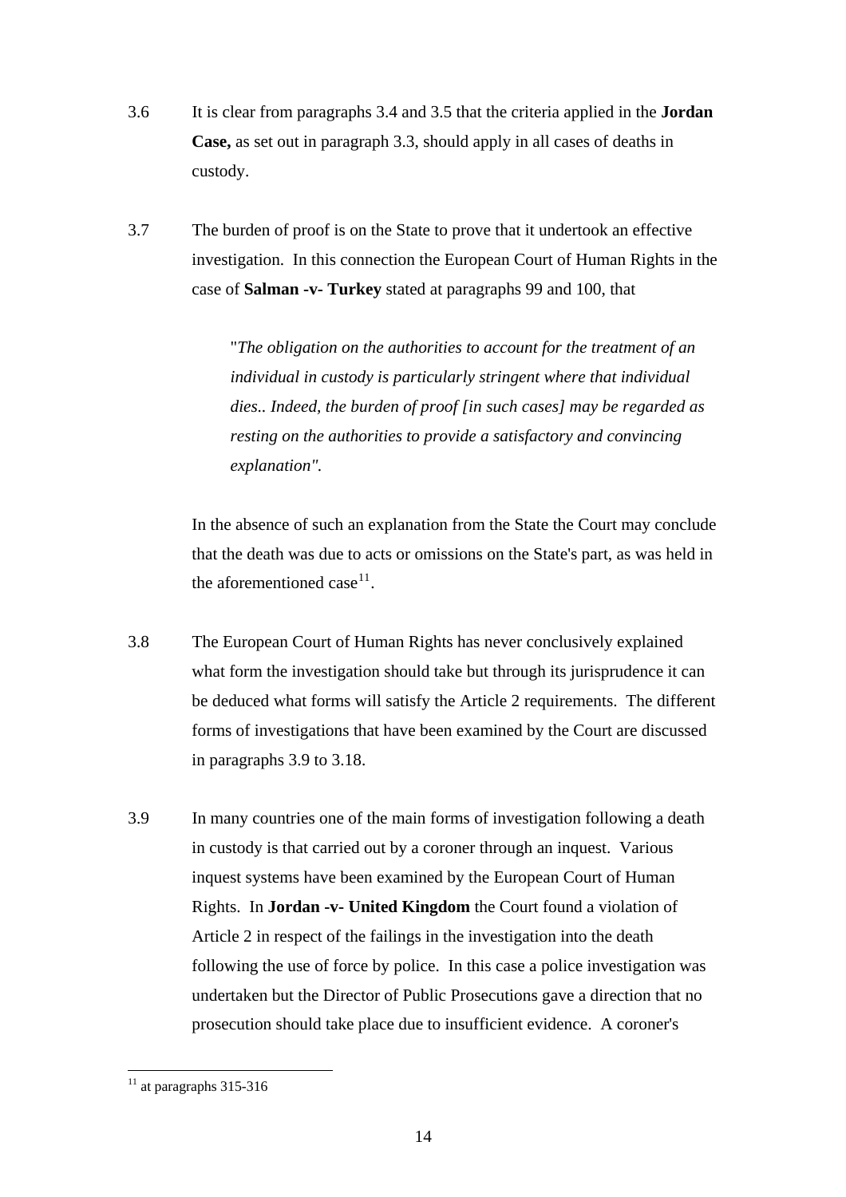3.6 It is clear from paragraphs 3.4 and 3.5 that the criteria applied in the **Jordan Case,** as set out in paragraph 3.3, should apply in all cases of deaths in custody.

3.7 The burden of proof is on the State to prove that it undertook an effective investigation. In this connection the European Court of Human Rights in the case of **Salman -v- Turkey** stated at paragraphs 99 and 100, that

> "*The obligation on the authorities to account for the treatment of an individual in custody is particularly stringent where that individual dies.. Indeed, the burden of proof [in such cases] may be regarded as resting on the authorities to provide a satisfactory and convincing explanation".*

In the absence of such an explanation from the State the Court may conclude that the death was due to acts or omissions on the State's part, as was held in the aforementioned case[11].

3.8 The European Court of Human Rights has never conclusively explained what form the investigation should take but through its jurisprudence it can be deduced what forms will satisfy the Article 2 requirements. The different forms of investigations that have been examined by the Court are discussed in paragraphs 3.9 to 3.18.

3.9 In many countries one of the main forms of investigation following a death in custody is that carried out by a coroner through an inquest. Various inquest systems have been examined by the European Court of Human Rights. In **Jordan -v- United Kingdom** the Court found a violation of Article 2 in respect of the failings in the investigation into the death following the use of force by police. In this case a police investigation was undertaken but the Director of Public Prosecutions gave a direction that no prosecution should take place due to insufficient evidence. A coroner's

[11] at paragraphs 315-316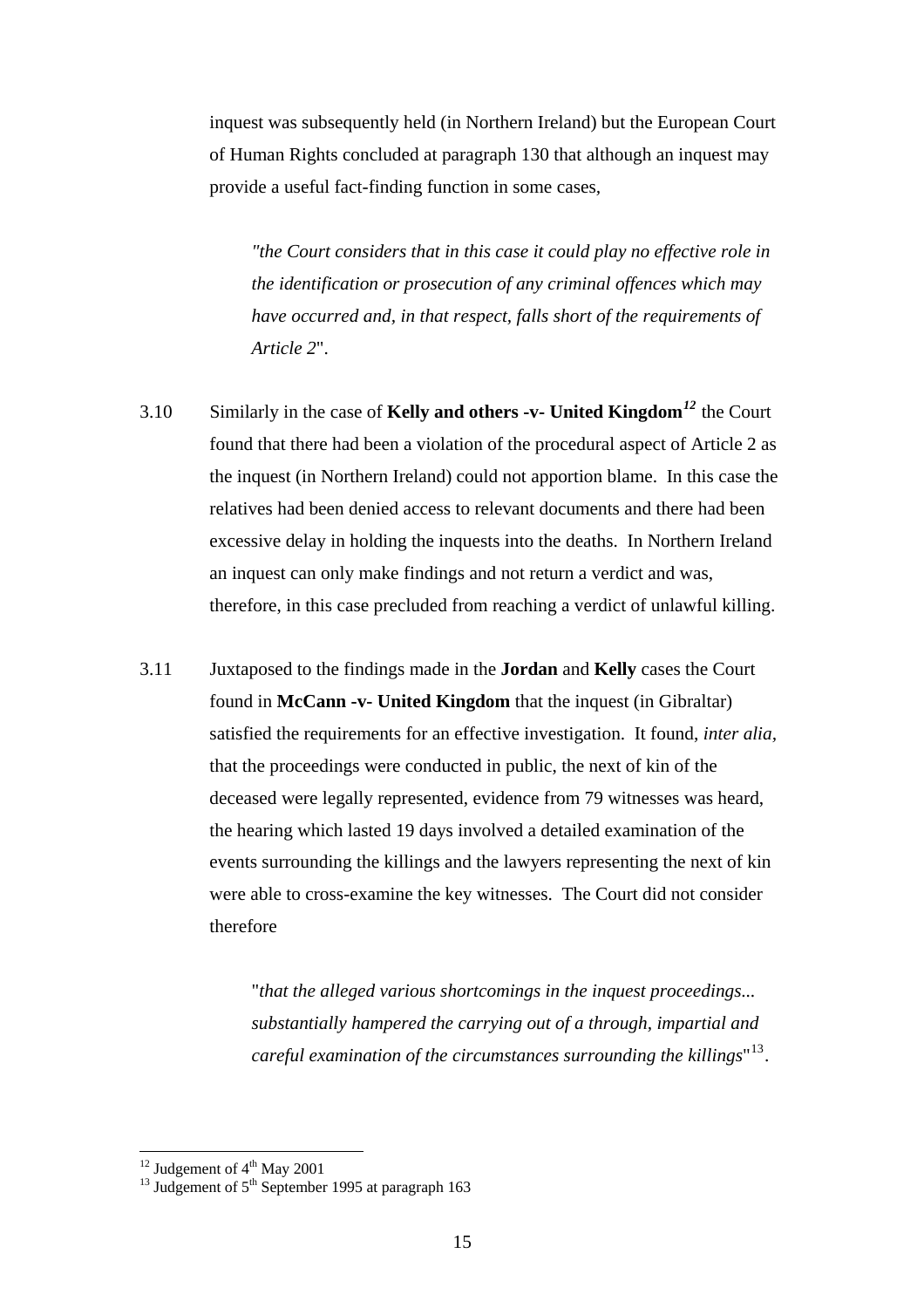inquest was subsequently held (in Northern Ireland) but the European Court of Human Rights concluded at paragraph 130 that although an inquest may provide a useful fact-finding function in some cases,

> *"the Court considers that in this case it could play no effective role in the identification or prosecution of any criminal offences which may have occurred and, in that respect, falls short of the requirements of Article 2*".

3.10 Similarly in the case of **Kelly and others -v- United Kingdom**[12] the Court found that there had been a violation of the procedural aspect of Article 2 as the inquest (in Northern Ireland) could not apportion blame. In this case the relatives had been denied access to relevant documents and there had been excessive delay in holding the inquests into the deaths. In Northern Ireland an inquest can only make findings and not return a verdict and was, therefore, in this case precluded from reaching a verdict of unlawful killing.

3.11 Juxtaposed to the findings made in the **Jordan** and **Kelly** cases the Court found in **McCann -v- United Kingdom** that the inquest (in Gibraltar) satisfied the requirements for an effective investigation. It found, *inter alia,* that the proceedings were conducted in public, the next of kin of the deceased were legally represented, evidence from 79 witnesses was heard, the hearing which lasted 19 days involved a detailed examination of the events surrounding the killings and the lawyers representing the next of kin were able to cross-examine the key witnesses. The Court did not consider therefore

> "*that the alleged various shortcomings in the inquest proceedings... substantially hampered the carrying out of a through, impartial and careful examination of the circumstances surrounding the killings*"[13].

---

[12] Judgement of 4th May 2001

[13] Judgement of 5th September 1995 at paragraph 163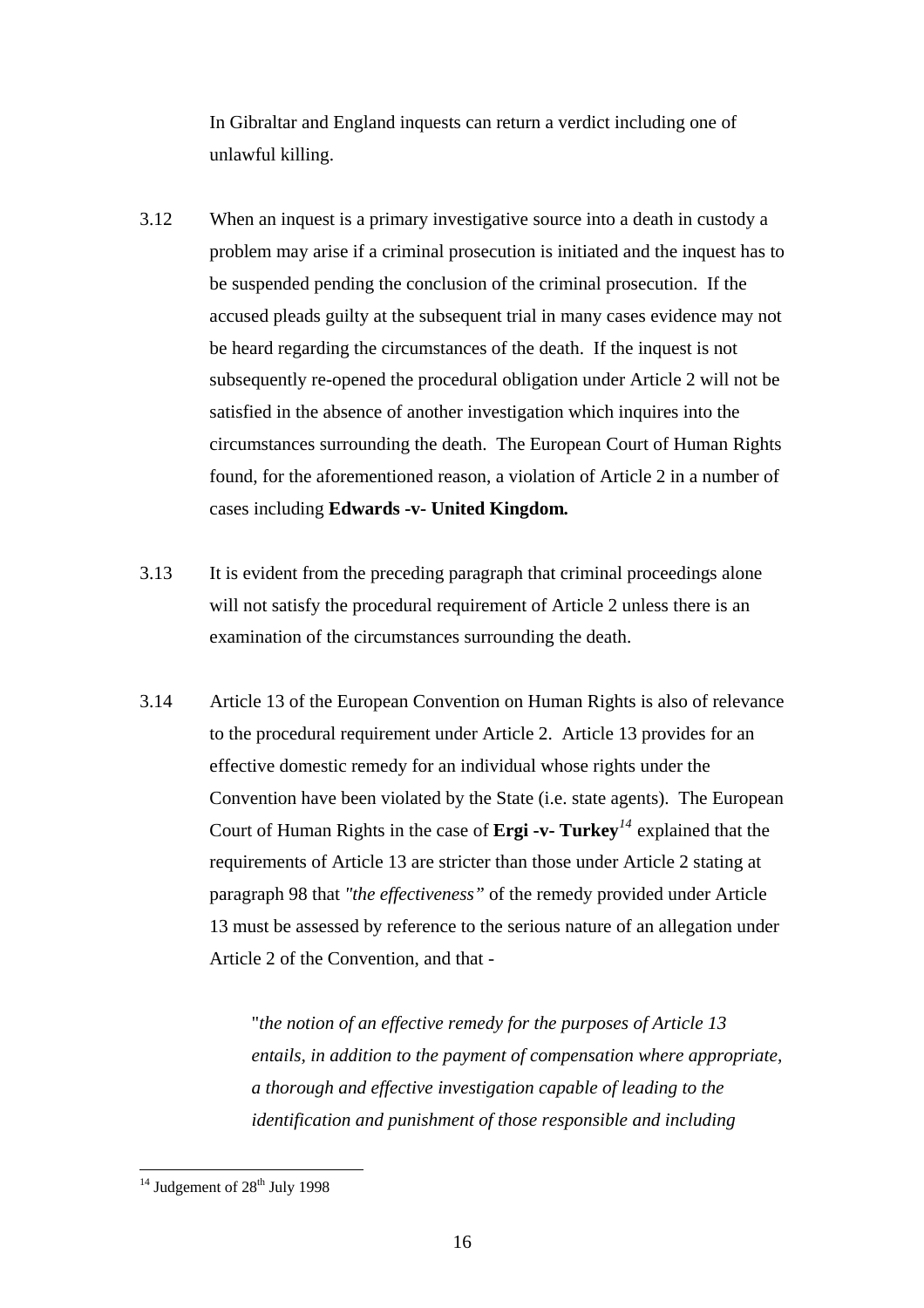In Gibraltar and England inquests can return a verdict including one of unlawful killing.

3.12 When an inquest is a primary investigative source into a death in custody a problem may arise if a criminal prosecution is initiated and the inquest has to be suspended pending the conclusion of the criminal prosecution. If the accused pleads guilty at the subsequent trial in many cases evidence may not be heard regarding the circumstances of the death. If the inquest is not subsequently re-opened the procedural obligation under Article 2 will not be satisfied in the absence of another investigation which inquires into the circumstances surrounding the death. The European Court of Human Rights found, for the aforementioned reason, a violation of Article 2 in a number of cases including **Edwards -v- United Kingdom.**

3.13 It is evident from the preceding paragraph that criminal proceedings alone will not satisfy the procedural requirement of Article 2 unless there is an examination of the circumstances surrounding the death.

3.14 Article 13 of the European Convention on Human Rights is also of relevance to the procedural requirement under Article 2. Article 13 provides for an effective domestic remedy for an individual whose rights under the Convention have been violated by the State (i.e. state agents). The European Court of Human Rights in the case of **Ergi -v- Turkey**[14] explained that the requirements of Article 13 are stricter than those under Article 2 stating at paragraph 98 that *"the effectiveness"* of the remedy provided under Article 13 must be assessed by reference to the serious nature of an allegation under Article 2 of the Convention, and that -

> "*the notion of an effective remedy for the purposes of Article 13 entails, in addition to the payment of compensation where appropriate, a thorough and effective investigation capable of leading to the identification and punishment of those responsible and including*

[14] Judgement of 28th July 1998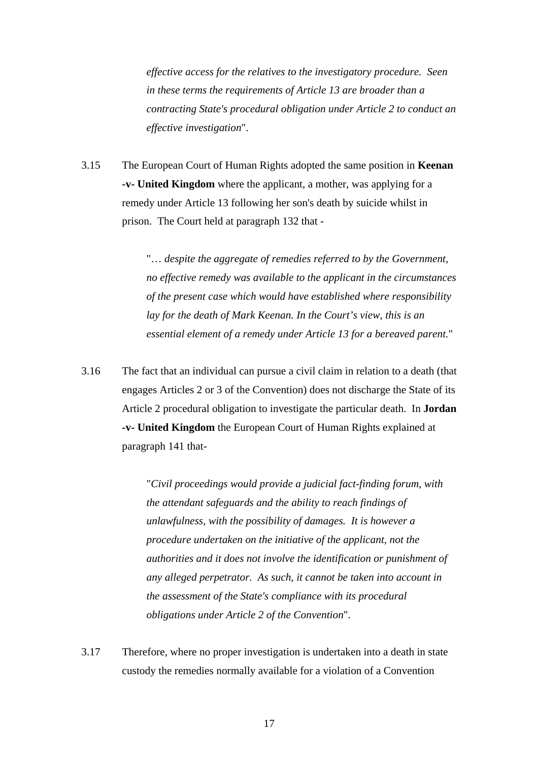> *effective access for the relatives to the investigatory procedure. Seen in these terms the requirements of Article 13 are broader than a contracting State's procedural obligation under Article 2 to conduct an effective investigation*".

3.15 The European Court of Human Rights adopted the same position in **Keenan -v- United Kingdom** where the applicant, a mother, was applying for a remedy under Article 13 following her son's death by suicide whilst in prison. The Court held at paragraph 132 that -

> "*… despite the aggregate of remedies referred to by the Government, no effective remedy was available to the applicant in the circumstances of the present case which would have established where responsibility lay for the death of Mark Keenan. In the Court's view, this is an essential element of a remedy under Article 13 for a bereaved parent.*"

3.16 The fact that an individual can pursue a civil claim in relation to a death (that engages Articles 2 or 3 of the Convention) does not discharge the State of its Article 2 procedural obligation to investigate the particular death. In **Jordan -v- United Kingdom** the European Court of Human Rights explained at paragraph 141 that-

> "*Civil proceedings would provide a judicial fact-finding forum, with the attendant safeguards and the ability to reach findings of unlawfulness, with the possibility of damages. It is however a procedure undertaken on the initiative of the applicant, not the authorities and it does not involve the identification or punishment of any alleged perpetrator. As such, it cannot be taken into account in the assessment of the State's compliance with its procedural obligations under Article 2 of the Convention*".

3.17 Therefore, where no proper investigation is undertaken into a death in state custody the remedies normally available for a violation of a Convention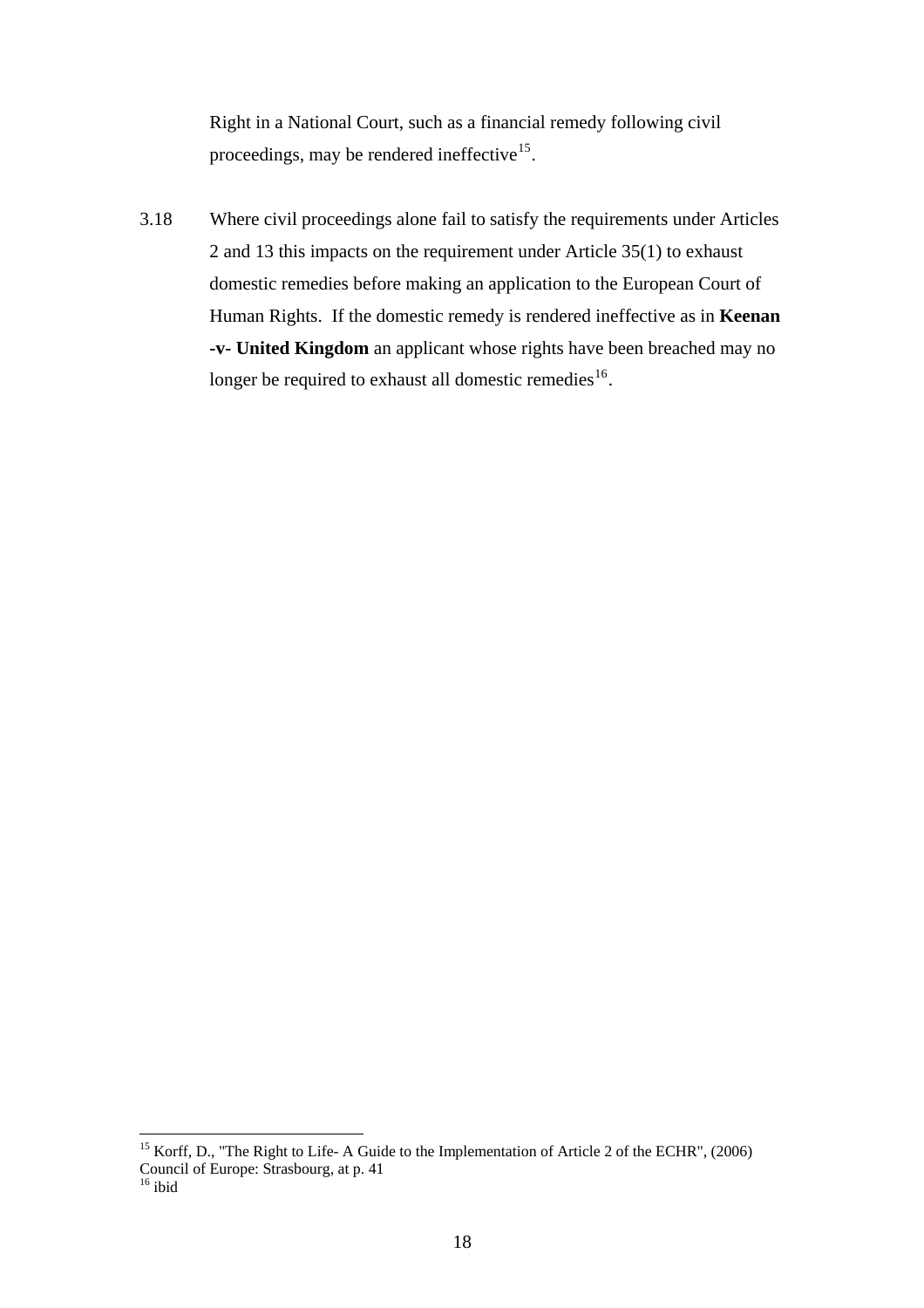Right in a National Court, such as a financial remedy following civil proceedings, may be rendered ineffective[15].

3.18 Where civil proceedings alone fail to satisfy the requirements under Articles 2 and 13 this impacts on the requirement under Article 35(1) to exhaust domestic remedies before making an application to the European Court of Human Rights. If the domestic remedy is rendered ineffective as in **Keenan -v- United Kingdom** an applicant whose rights have been breached may no longer be required to exhaust all domestic remedies[16].

---

[15] Korff, D., "The Right to Life- A Guide to the Implementation of Article 2 of the ECHR", (2006) Council of Europe: Strasbourg, at p. 41

[16] ibid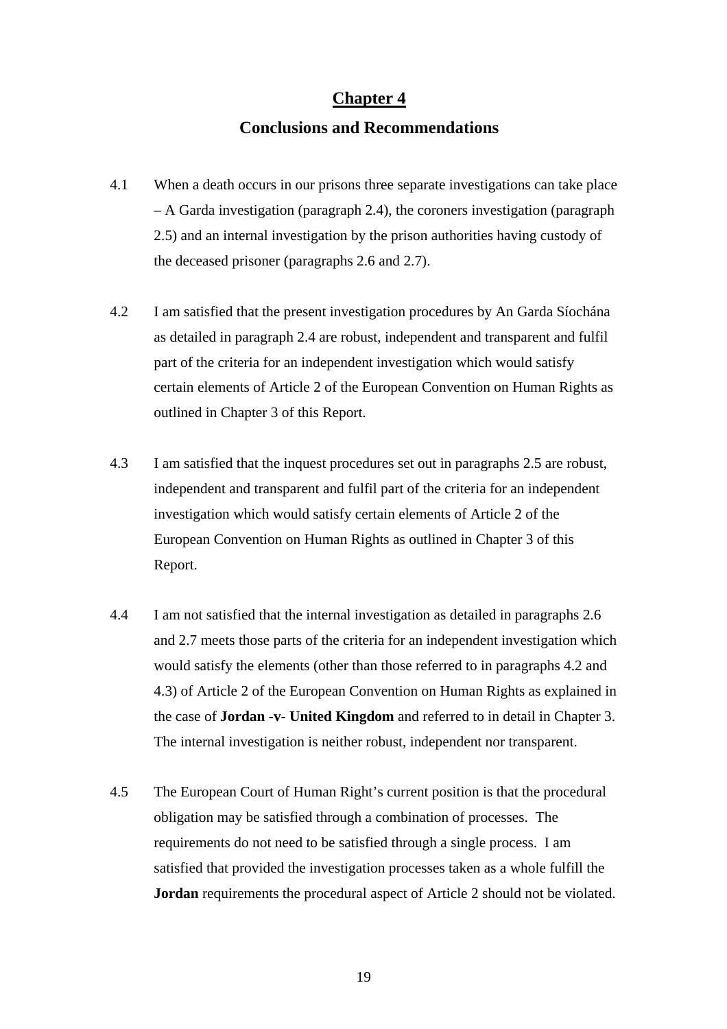# Chapter 4

## Conclusions and Recommendations

4.1 When a death occurs in our prisons three separate investigations can take place – A Garda investigation (paragraph 2.4), the coroners investigation (paragraph 2.5) and an internal investigation by the prison authorities having custody of the deceased prisoner (paragraphs 2.6 and 2.7).

4.2 I am satisfied that the present investigation procedures by An Garda Síochána as detailed in paragraph 2.4 are robust, independent and transparent and fulfil part of the criteria for an independent investigation which would satisfy certain elements of Article 2 of the European Convention on Human Rights as outlined in Chapter 3 of this Report.

4.3 I am satisfied that the inquest procedures set out in paragraphs 2.5 are robust, independent and transparent and fulfil part of the criteria for an independent investigation which would satisfy certain elements of Article 2 of the European Convention on Human Rights as outlined in Chapter 3 of this Report.

4.4 I am not satisfied that the internal investigation as detailed in paragraphs 2.6 and 2.7 meets those parts of the criteria for an independent investigation which would satisfy the elements (other than those referred to in paragraphs 4.2 and 4.3) of Article 2 of the European Convention on Human Rights as explained in the case of **Jordan -v- United Kingdom** and referred to in detail in Chapter 3. The internal investigation is neither robust, independent nor transparent.

4.5 The European Court of Human Right's current position is that the procedural obligation may be satisfied through a combination of processes. The requirements do not need to be satisfied through a single process. I am satisfied that provided the investigation processes taken as a whole fulfill the **Jordan** requirements the procedural aspect of Article 2 should not be violated.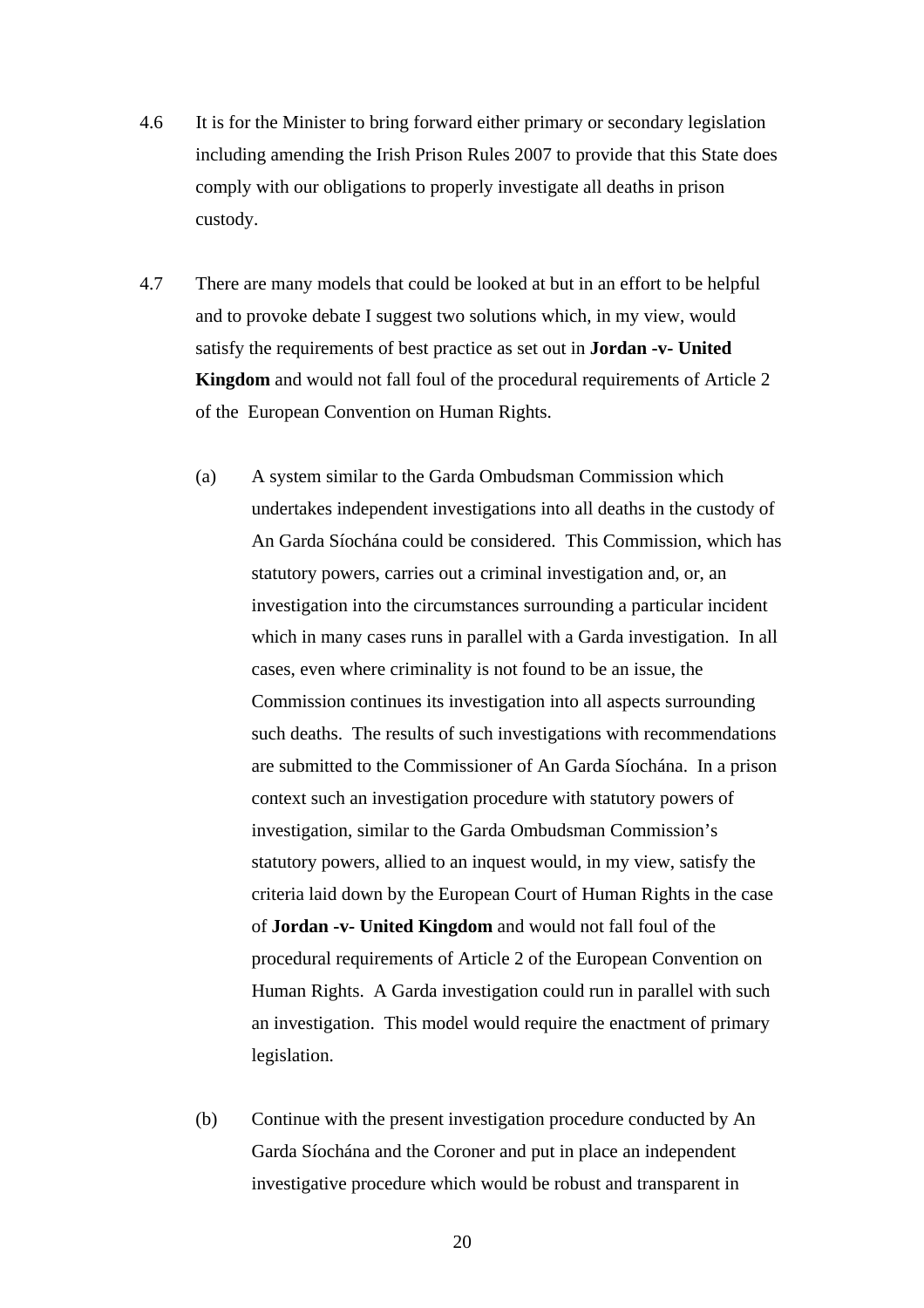4.6 It is for the Minister to bring forward either primary or secondary legislation including amending the Irish Prison Rules 2007 to provide that this State does comply with our obligations to properly investigate all deaths in prison custody.

4.7 There are many models that could be looked at but in an effort to be helpful and to provoke debate I suggest two solutions which, in my view, would satisfy the requirements of best practice as set out in **Jordan -v- United Kingdom** and would not fall foul of the procedural requirements of Article 2 of the European Convention on Human Rights.

(a) A system similar to the Garda Ombudsman Commission which undertakes independent investigations into all deaths in the custody of An Garda Síochána could be considered. This Commission, which has statutory powers, carries out a criminal investigation and, or, an investigation into the circumstances surrounding a particular incident which in many cases runs in parallel with a Garda investigation. In all cases, even where criminality is not found to be an issue, the Commission continues its investigation into all aspects surrounding such deaths. The results of such investigations with recommendations are submitted to the Commissioner of An Garda Síochána. In a prison context such an investigation procedure with statutory powers of investigation, similar to the Garda Ombudsman Commission's statutory powers, allied to an inquest would, in my view, satisfy the criteria laid down by the European Court of Human Rights in the case of **Jordan -v- United Kingdom** and would not fall foul of the procedural requirements of Article 2 of the European Convention on Human Rights. A Garda investigation could run in parallel with such an investigation. This model would require the enactment of primary legislation.

(b) Continue with the present investigation procedure conducted by An Garda Síochána and the Coroner and put in place an independent investigative procedure which would be robust and transparent in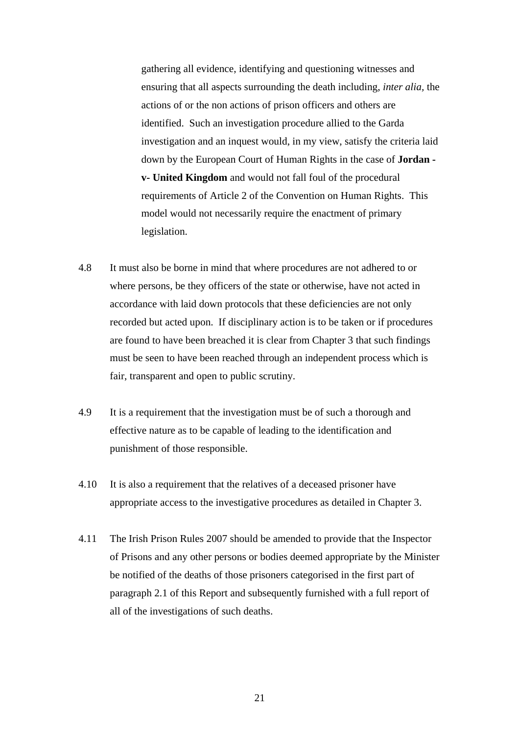gathering all evidence, identifying and questioning witnesses and ensuring that all aspects surrounding the death including, *inter alia*, the actions of or the non actions of prison officers and others are identified. Such an investigation procedure allied to the Garda investigation and an inquest would, in my view, satisfy the criteria laid down by the European Court of Human Rights in the case of **Jordan -v- United Kingdom** and would not fall foul of the procedural requirements of Article 2 of the Convention on Human Rights. This model would not necessarily require the enactment of primary legislation.

4.8 It must also be borne in mind that where procedures are not adhered to or where persons, be they officers of the state or otherwise, have not acted in accordance with laid down protocols that these deficiencies are not only recorded but acted upon. If disciplinary action is to be taken or if procedures are found to have been breached it is clear from Chapter 3 that such findings must be seen to have been reached through an independent process which is fair, transparent and open to public scrutiny.

4.9 It is a requirement that the investigation must be of such a thorough and effective nature as to be capable of leading to the identification and punishment of those responsible.

4.10 It is also a requirement that the relatives of a deceased prisoner have appropriate access to the investigative procedures as detailed in Chapter 3.

4.11 The Irish Prison Rules 2007 should be amended to provide that the Inspector of Prisons and any other persons or bodies deemed appropriate by the Minister be notified of the deaths of those prisoners categorised in the first part of paragraph 2.1 of this Report and subsequently furnished with a full report of all of the investigations of such deaths.